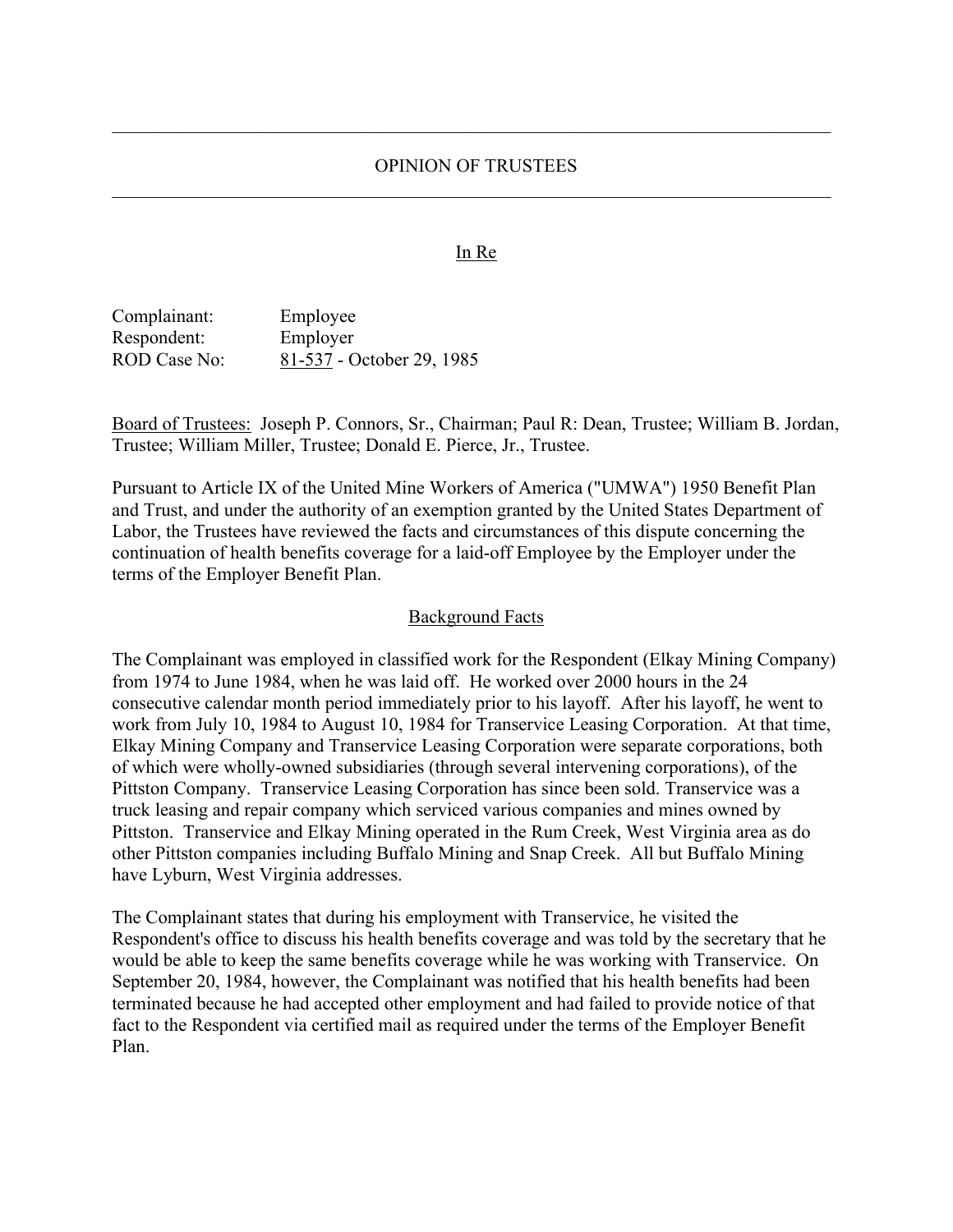---

# OPINION OF TRUSTEES

---

In Re

Complainant: Employee
Respondent: Employer
ROD Case No: 81-537 - October 29, 1985

Board of Trustees: Joseph P. Connors, Sr., Chairman; Paul R: Dean, Trustee; William B. Jordan, Trustee; William Miller, Trustee; Donald E. Pierce, Jr., Trustee.

Pursuant to Article IX of the United Mine Workers of America ("UMWA") 1950 Benefit Plan and Trust, and under the authority of an exemption granted by the United States Department of Labor, the Trustees have reviewed the facts and circumstances of this dispute concerning the continuation of health benefits coverage for a laid-off Employee by the Employer under the terms of the Employer Benefit Plan.

## Background Facts

The Complainant was employed in classified work for the Respondent (Elkay Mining Company) from 1974 to June 1984, when he was laid off. He worked over 2000 hours in the 24 consecutive calendar month period immediately prior to his layoff. After his layoff, he went to work from July 10, 1984 to August 10, 1984 for Transervice Leasing Corporation. At that time, Elkay Mining Company and Transervice Leasing Corporation were separate corporations, both of which were wholly-owned subsidiaries (through several intervening corporations), of the Pittston Company. Transervice Leasing Corporation has since been sold. Transervice was a truck leasing and repair company which serviced various companies and mines owned by Pittston. Transervice and Elkay Mining operated in the Rum Creek, West Virginia area as do other Pittston companies including Buffalo Mining and Snap Creek. All but Buffalo Mining have Lyburn, West Virginia addresses.

The Complainant states that during his employment with Transervice, he visited the Respondent's office to discuss his health benefits coverage and was told by the secretary that he would be able to keep the same benefits coverage while he was working with Transervice. On September 20, 1984, however, the Complainant was notified that his health benefits had been terminated because he had accepted other employment and had failed to provide notice of that fact to the Respondent via certified mail as required under the terms of the Employer Benefit Plan.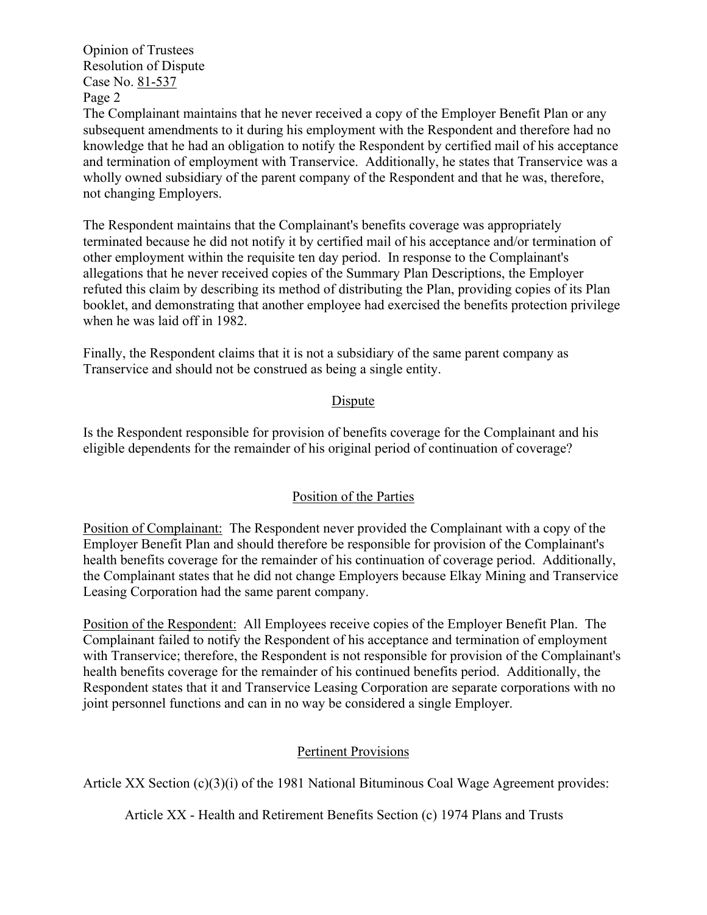The Complainant maintains that he never received a copy of the Employer Benefit Plan or any subsequent amendments to it during his employment with the Respondent and therefore had no knowledge that he had an obligation to notify the Respondent by certified mail of his acceptance and termination of employment with Transervice. Additionally, he states that Transervice was a wholly owned subsidiary of the parent company of the Respondent and that he was, therefore, not changing Employers.

The Respondent maintains that the Complainant's benefits coverage was appropriately terminated because he did not notify it by certified mail of his acceptance and/or termination of other employment within the requisite ten day period. In response to the Complainant's allegations that he never received copies of the Summary Plan Descriptions, the Employer refuted this claim by describing its method of distributing the Plan, providing copies of its Plan booklet, and demonstrating that another employee had exercised the benefits protection privilege when he was laid off in 1982.

Finally, the Respondent claims that it is not a subsidiary of the same parent company as Transervice and should not be construed as being a single entity.

## Dispute

Is the Respondent responsible for provision of benefits coverage for the Complainant and his eligible dependents for the remainder of his original period of continuation of coverage?

## Position of the Parties

Position of Complainant: The Respondent never provided the Complainant with a copy of the Employer Benefit Plan and should therefore be responsible for provision of the Complainant's health benefits coverage for the remainder of his continuation of coverage period. Additionally, the Complainant states that he did not change Employers because Elkay Mining and Transervice Leasing Corporation had the same parent company.

Position of the Respondent: All Employees receive copies of the Employer Benefit Plan. The Complainant failed to notify the Respondent of his acceptance and termination of employment with Transervice; therefore, the Respondent is not responsible for provision of the Complainant's health benefits coverage for the remainder of his continued benefits period. Additionally, the Respondent states that it and Transervice Leasing Corporation are separate corporations with no joint personnel functions and can in no way be considered a single Employer.

## Pertinent Provisions

Article XX Section (c)(3)(i) of the 1981 National Bituminous Coal Wage Agreement provides:

Article XX - Health and Retirement Benefits Section (c) 1974 Plans and Trusts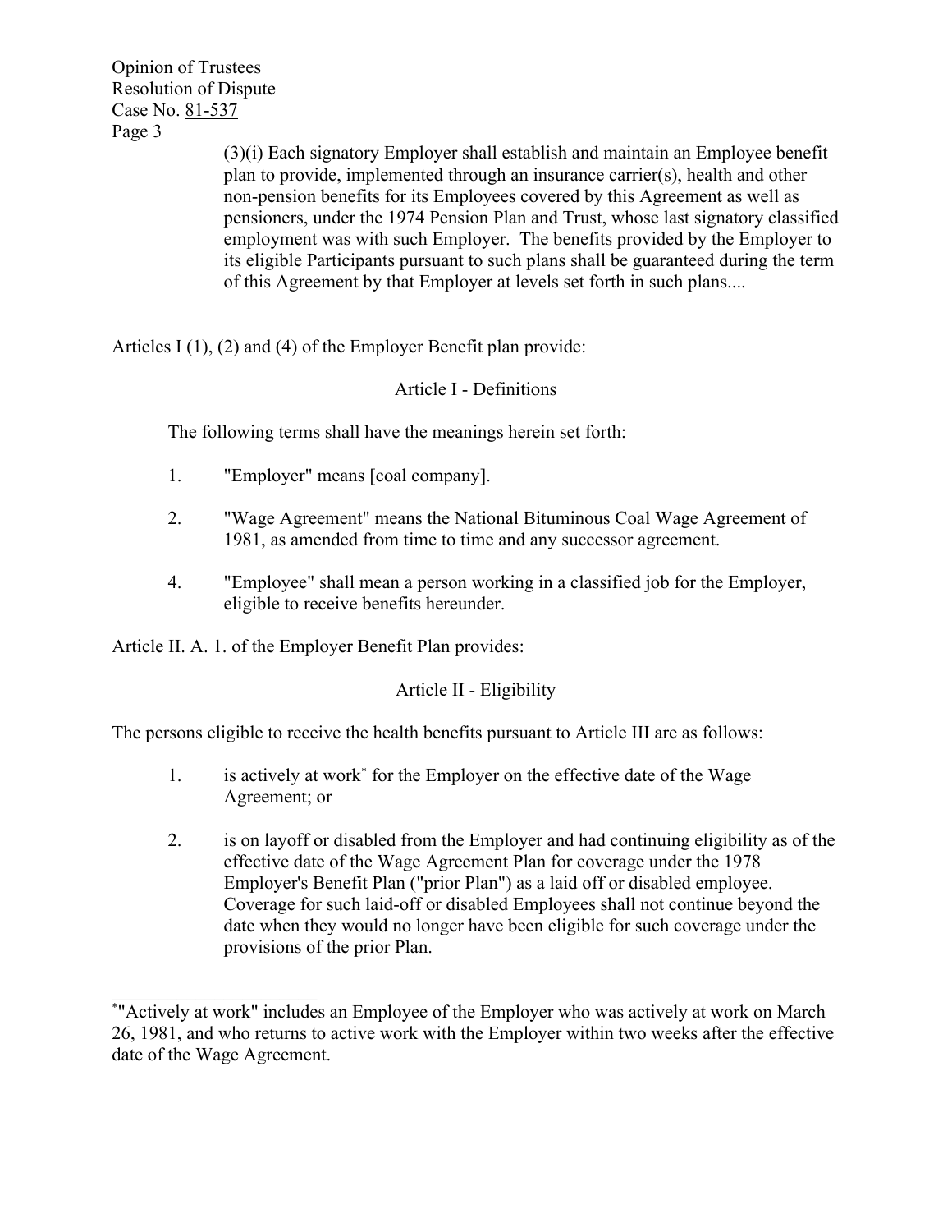> (3)(i) Each signatory Employer shall establish and maintain an Employee benefit plan to provide, implemented through an insurance carrier(s), health and other non-pension benefits for its Employees covered by this Agreement as well as pensioners, under the 1974 Pension Plan and Trust, whose last signatory classified employment was with such Employer. The benefits provided by the Employer to its eligible Participants pursuant to such plans shall be guaranteed during the term of this Agreement by that Employer at levels set forth in such plans....

Articles I (1), (2) and (4) of the Employer Benefit plan provide:

Article I - Definitions

The following terms shall have the meanings herein set forth:

1. "Employer" means [coal company].
2. "Wage Agreement" means the National Bituminous Coal Wage Agreement of 1981, as amended from time to time and any successor agreement.
4. "Employee" shall mean a person working in a classified job for the Employer, eligible to receive benefits hereunder.

Article II. A. 1. of the Employer Benefit Plan provides:

Article II - Eligibility

The persons eligible to receive the health benefits pursuant to Article III are as follows:

1. is actively at work* for the Employer on the effective date of the Wage Agreement; or
2. is on layoff or disabled from the Employer and had continuing eligibility as of the effective date of the Wage Agreement Plan for coverage under the 1978 Employer's Benefit Plan ("prior Plan") as a laid off or disabled employee. Coverage for such laid-off or disabled Employees shall not continue beyond the date when they would no longer have been eligible for such coverage under the provisions of the prior Plan.

---

*"Actively at work" includes an Employee of the Employer who was actively at work on March 26, 1981, and who returns to active work with the Employer within two weeks after the effective date of the Wage Agreement.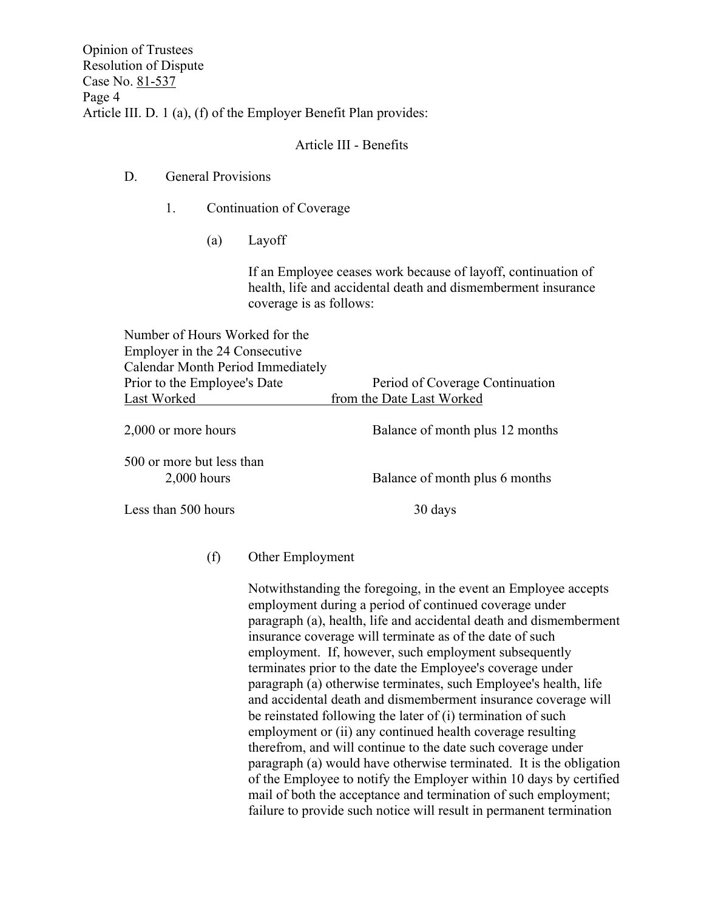Article III. D. 1 (a), (f) of the Employer Benefit Plan provides:

Article III - Benefits

D. General Provisions

1. Continuation of Coverage

(a) Layoff

If an Employee ceases work because of layoff, continuation of health, life and accidental death and dismemberment insurance coverage is as follows:

| Number of Hours Worked for the Employer in the 24 Consecutive Calendar Month Period Immediately Prior to the Employee's Date Last Worked | Period of Coverage Continuation from the Date Last Worked |
|---|---|
| 2,000 or more hours | Balance of month plus 12 months |
| 500 or more but less than 2,000 hours | Balance of month plus 6 months |
| Less than 500 hours | 30 days |

(f) Other Employment

Notwithstanding the foregoing, in the event an Employee accepts employment during a period of continued coverage under paragraph (a), health, life and accidental death and dismemberment insurance coverage will terminate as of the date of such employment. If, however, such employment subsequently terminates prior to the date the Employee's coverage under paragraph (a) otherwise terminates, such Employee's health, life and accidental death and dismemberment insurance coverage will be reinstated following the later of (i) termination of such employment or (ii) any continued health coverage resulting therefrom, and will continue to the date such coverage under paragraph (a) would have otherwise terminated. It is the obligation of the Employee to notify the Employer within 10 days by certified mail of both the acceptance and termination of such employment; failure to provide such notice will result in permanent termination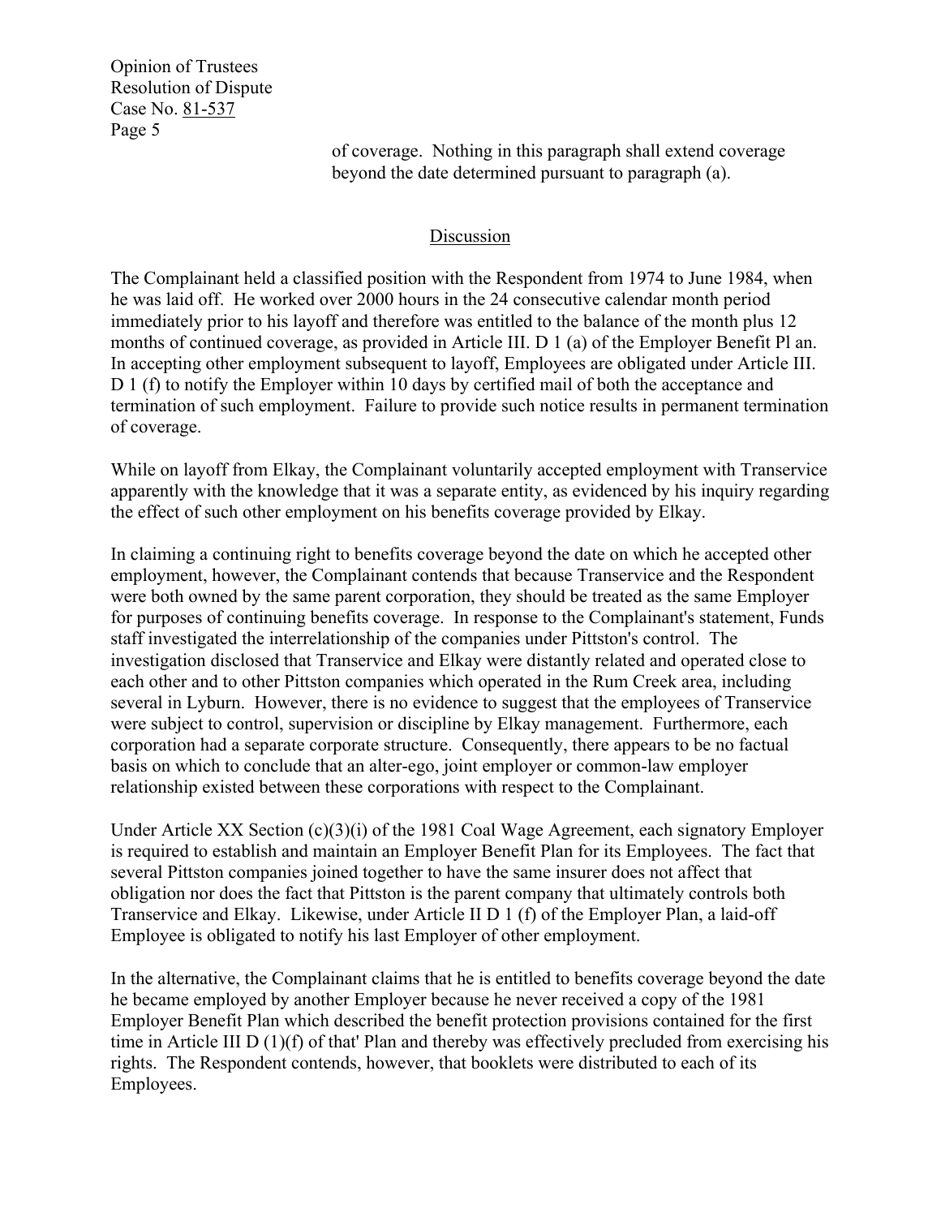of coverage. Nothing in this paragraph shall extend coverage beyond the date determined pursuant to paragraph (a).

## Discussion

The Complainant held a classified position with the Respondent from 1974 to June 1984, when he was laid off. He worked over 2000 hours in the 24 consecutive calendar month period immediately prior to his layoff and therefore was entitled to the balance of the month plus 12 months of continued coverage, as provided in Article III. D 1 (a) of the Employer Benefit Pl an. In accepting other employment subsequent to layoff, Employees are obligated under Article III. D 1 (f) to notify the Employer within 10 days by certified mail of both the acceptance and termination of such employment. Failure to provide such notice results in permanent termination of coverage.

While on layoff from Elkay, the Complainant voluntarily accepted employment with Transervice apparently with the knowledge that it was a separate entity, as evidenced by his inquiry regarding the effect of such other employment on his benefits coverage provided by Elkay.

In claiming a continuing right to benefits coverage beyond the date on which he accepted other employment, however, the Complainant contends that because Transervice and the Respondent were both owned by the same parent corporation, they should be treated as the same Employer for purposes of continuing benefits coverage. In response to the Complainant's statement, Funds staff investigated the interrelationship of the companies under Pittston's control. The investigation disclosed that Transervice and Elkay were distantly related and operated close to each other and to other Pittston companies which operated in the Rum Creek area, including several in Lyburn. However, there is no evidence to suggest that the employees of Transervice were subject to control, supervision or discipline by Elkay management. Furthermore, each corporation had a separate corporate structure. Consequently, there appears to be no factual basis on which to conclude that an alter-ego, joint employer or common-law employer relationship existed between these corporations with respect to the Complainant.

Under Article XX Section (c)(3)(i) of the 1981 Coal Wage Agreement, each signatory Employer is required to establish and maintain an Employer Benefit Plan for its Employees. The fact that several Pittston companies joined together to have the same insurer does not affect that obligation nor does the fact that Pittston is the parent company that ultimately controls both Transervice and Elkay. Likewise, under Article II D 1 (f) of the Employer Plan, a laid-off Employee is obligated to notify his last Employer of other employment.

In the alternative, the Complainant claims that he is entitled to benefits coverage beyond the date he became employed by another Employer because he never received a copy of the 1981 Employer Benefit Plan which described the benefit protection provisions contained for the first time in Article III D (1)(f) of that' Plan and thereby was effectively precluded from exercising his rights. The Respondent contends, however, that booklets were distributed to each of its Employees.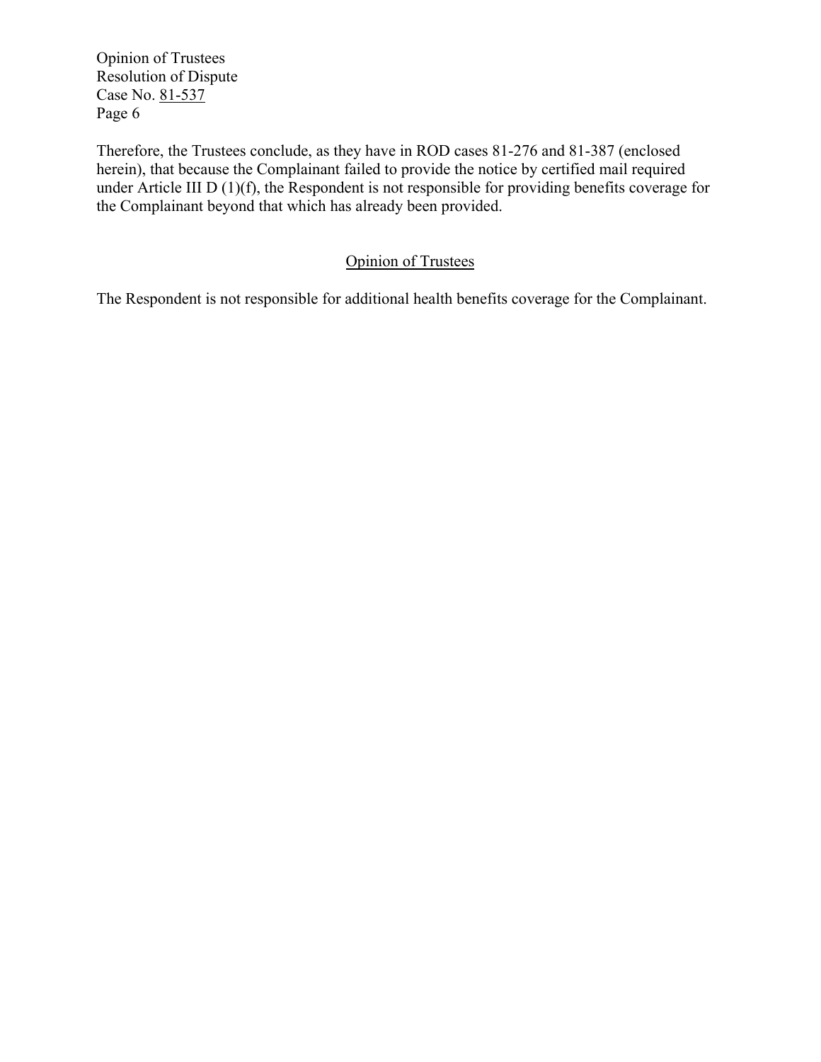Therefore, the Trustees conclude, as they have in ROD cases 81-276 and 81-387 (enclosed herein), that because the Complainant failed to provide the notice by certified mail required under Article III D (1)(f), the Respondent is not responsible for providing benefits coverage for the Complainant beyond that which has already been provided.

## Opinion of Trustees

The Respondent is not responsible for additional health benefits coverage for the Complainant.